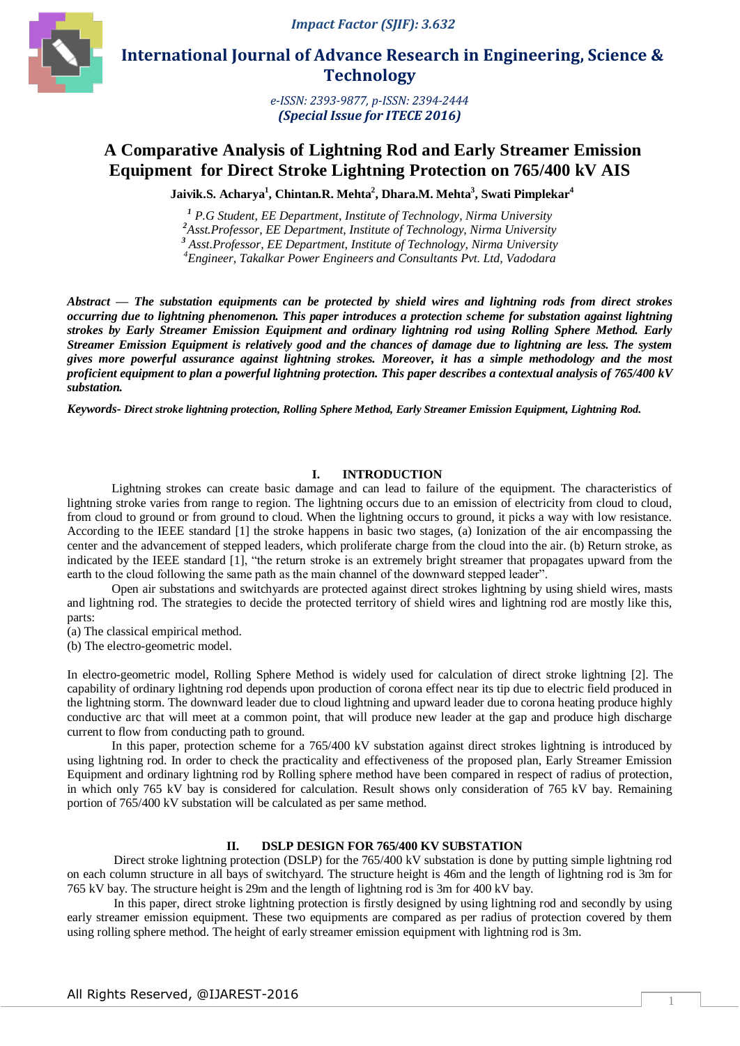# A Comparative Analysis of Lightning Rod and Early Streamer Emission Equipment for Direct Stroke Lightning Protection on 765/400 kV AIS

**Jaivik.S. Acharya[1], Chintan.R. Mehta[2], Dhara.M. Mehta[3], Swati Pimplekar[4]**

*[1] P.G Student, EE Department, Institute of Technology, Nirma University*
*[2] Asst.Professor, EE Department, Institute of Technology, Nirma University*
*[3] Asst.Professor, EE Department, Institute of Technology, Nirma University*
*[4] Engineer, Takalkar Power Engineers and Consultants Pvt. Ltd, Vadodara*

***Abstract* — *The substation equipments can be protected by shield wires and lightning rods from direct strokes occurring due to lightning phenomenon. This paper introduces a protection scheme for substation against lightning strokes by Early Streamer Emission Equipment and ordinary lightning rod using Rolling Sphere Method. Early Streamer Emission Equipment is relatively good and the chances of damage due to lightning are less. The system gives more powerful assurance against lightning strokes. Moreover, it has a simple methodology and the most proficient equipment to plan a powerful lightning protection. This paper describes a contextual analysis of 765/400 kV substation.***

***Keywords-* *Direct stroke lightning protection, Rolling Sphere Method, Early Streamer Emission Equipment, Lightning Rod.***

## I. INTRODUCTION

Lightning strokes can create basic damage and can lead to failure of the equipment. The characteristics of lightning stroke varies from range to region. The lightning occurs due to an emission of electricity from cloud to cloud, from cloud to ground or from ground to cloud. When the lightning occurs to ground, it picks a way with low resistance. According to the IEEE standard [1] the stroke happens in basic two stages, (a) Ionization of the air encompassing the center and the advancement of stepped leaders, which proliferate charge from the cloud into the air. (b) Return stroke, as indicated by the IEEE standard [1], "the return stroke is an extremely bright streamer that propagates upward from the earth to the cloud following the same path as the main channel of the downward stepped leader".

Open air substations and switchyards are protected against direct strokes lightning by using shield wires, masts and lightning rod. The strategies to decide the protected territory of shield wires and lightning rod are mostly like this, parts:

(a) The classical empirical method.
(b) The electro-geometric model.

In electro-geometric model, Rolling Sphere Method is widely used for calculation of direct stroke lightning [2]. The capability of ordinary lightning rod depends upon production of corona effect near its tip due to electric field produced in the lightning storm. The downward leader due to cloud lightning and upward leader due to corona heating produce highly conductive arc that will meet at a common point, that will produce new leader at the gap and produce high discharge current to flow from conducting path to ground.

In this paper, protection scheme for a 765/400 kV substation against direct strokes lightning is introduced by using lightning rod. In order to check the practicality and effectiveness of the proposed plan, Early Streamer Emission Equipment and ordinary lightning rod by Rolling sphere method have been compared in respect of radius of protection, in which only 765 kV bay is considered for calculation. Result shows only consideration of 765 kV bay. Remaining portion of 765/400 kV substation will be calculated as per same method.

## II. DSLP DESIGN FOR 765/400 KV SUBSTATION

Direct stroke lightning protection (DSLP) for the 765/400 kV substation is done by putting simple lightning rod on each column structure in all bays of switchyard. The structure height is 46m and the length of lightning rod is 3m for 765 kV bay. The structure height is 29m and the length of lightning rod is 3m for 400 kV bay.

In this paper, direct stroke lightning protection is firstly designed by using lightning rod and secondly by using early streamer emission equipment. These two equipments are compared as per radius of protection covered by them using rolling sphere method. The height of early streamer emission equipment with lightning rod is 3m.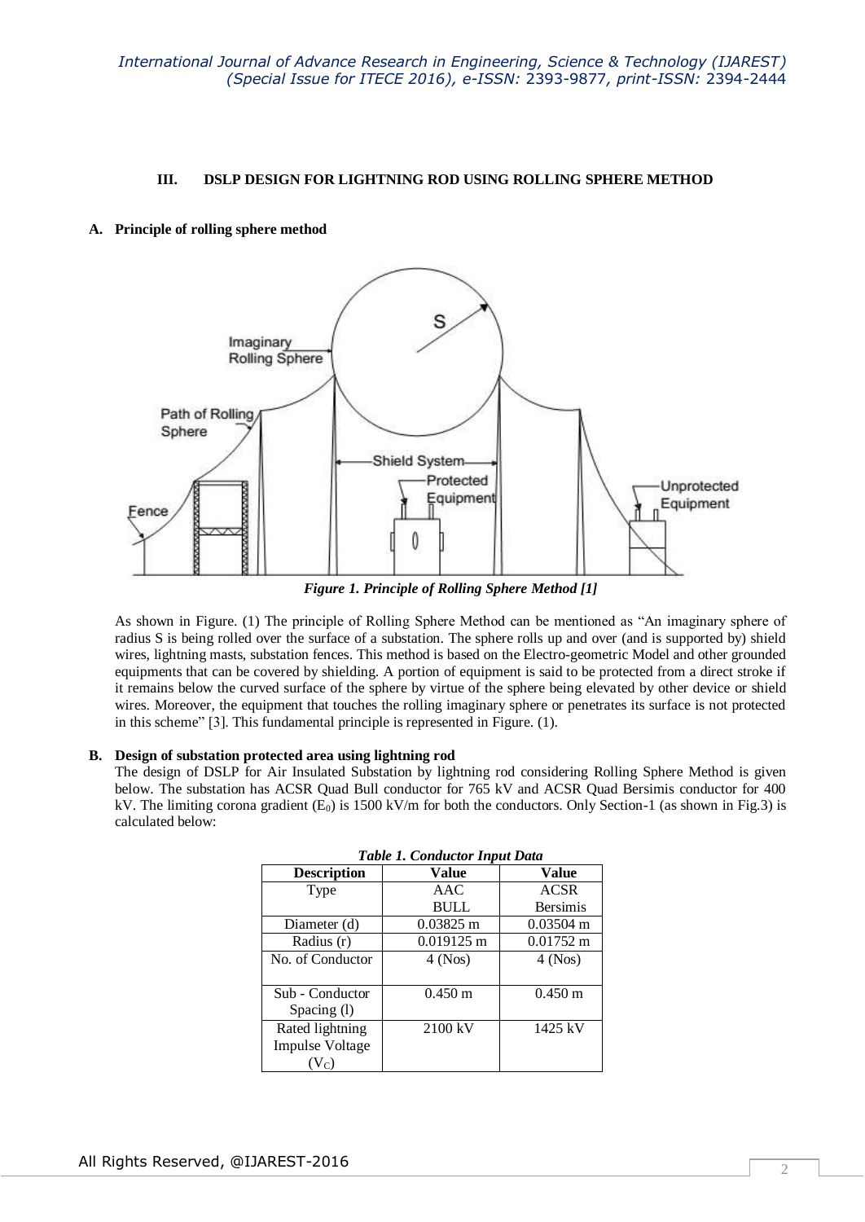## III. DSLP DESIGN FOR LIGHTNING ROD USING ROLLING SPHERE METHOD

### A. Principle of rolling sphere method

*Figure 1. Principle of Rolling Sphere Method [1]*

As shown in Figure. (1) The principle of Rolling Sphere Method can be mentioned as "An imaginary sphere of radius S is being rolled over the surface of a substation. The sphere rolls up and over (and is supported by) shield wires, lightning masts, substation fences. This method is based on the Electro-geometric Model and other grounded equipments that can be covered by shielding. A portion of equipment is said to be protected from a direct stroke if it remains below the curved surface of the sphere by virtue of the sphere being elevated by other device or shield wires. Moreover, the equipment that touches the rolling imaginary sphere or penetrates its surface is not protected in this scheme" [3]. This fundamental principle is represented in Figure. (1).

### B. Design of substation protected area using lightning rod

The design of DSLP for Air Insulated Substation by lightning rod considering Rolling Sphere Method is given below. The substation has ACSR Quad Bull conductor for 765 kV and ACSR Quad Bersimis conductor for 400 kV. The limiting corona gradient ($E_0$) is 1500 kV/m for both the conductors. Only Section-1 (as shown in Fig.3) is calculated below:

*Table 1. Conductor Input Data*

| Description | Value | Value |
|---|---|---|
| Type | AAC BULL | ACSR Bersimis |
| Diameter (d) | 0.03825 m | 0.03504 m |
| Radius (r) | 0.019125 m | 0.01752 m |
| No. of Conductor | 4 (Nos) | 4 (Nos) |
| Sub - Conductor Spacing (l) | 0.450 m | 0.450 m |
| Rated lightning Impulse Voltage ($V_C$) | 2100 kV | 1425 kV |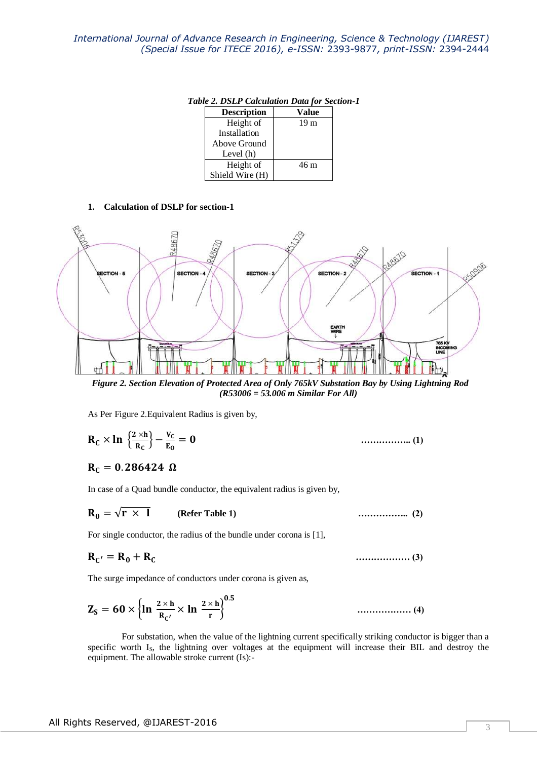*Table 2. DSLP Calculation Data for Section-1*

| Description | Value |
|---|---|
| Height of Installation Above Ground Level (h) | 19 m |
| Height of Shield Wire (H) | 46 m |

**1. Calculation of DSLP for section-1**

*Figure 2. Section Elevation of Protected Area of Only 765kV Substation Bay by Using Lightning Rod (R53006 = 53.006 m Similar For All)*

As Per Figure 2.Equivalent Radius is given by,

$$\mathbf{R_C \times \ln \left\{\frac{2 \times h}{R_C}\right\} - \frac{V_C}{E_O} = 0} \qquad \text{…………….. (1)}$$

$$\mathbf{R_C = 0.286424\ \Omega}$$

In case of a Quad bundle conductor, the equivalent radius is given by,

$$\mathbf{R_0 = \sqrt{r \times l}} \qquad \textbf{(Refer Table 1)} \qquad \text{…………….. (2)}$$

For single conductor, the radius of the bundle under corona is [1],

$$\mathbf{R_{C'} = R_0 + R_C} \qquad \text{……………… (3)}$$

The surge impedance of conductors under corona is given as,

$$\mathbf{Z_S = 60 \times \left\{\ln \frac{2 \times h}{R_{C'}} \times \ln \frac{2 \times h}{r}\right\}^{0.5}} \qquad \text{……………… (4)}$$

For substation, when the value of the lightning current specifically striking conductor is bigger than a specific worth $I_S$, the lightning over voltages at the equipment will increase their BIL and destroy the equipment. The allowable stroke current (Is):-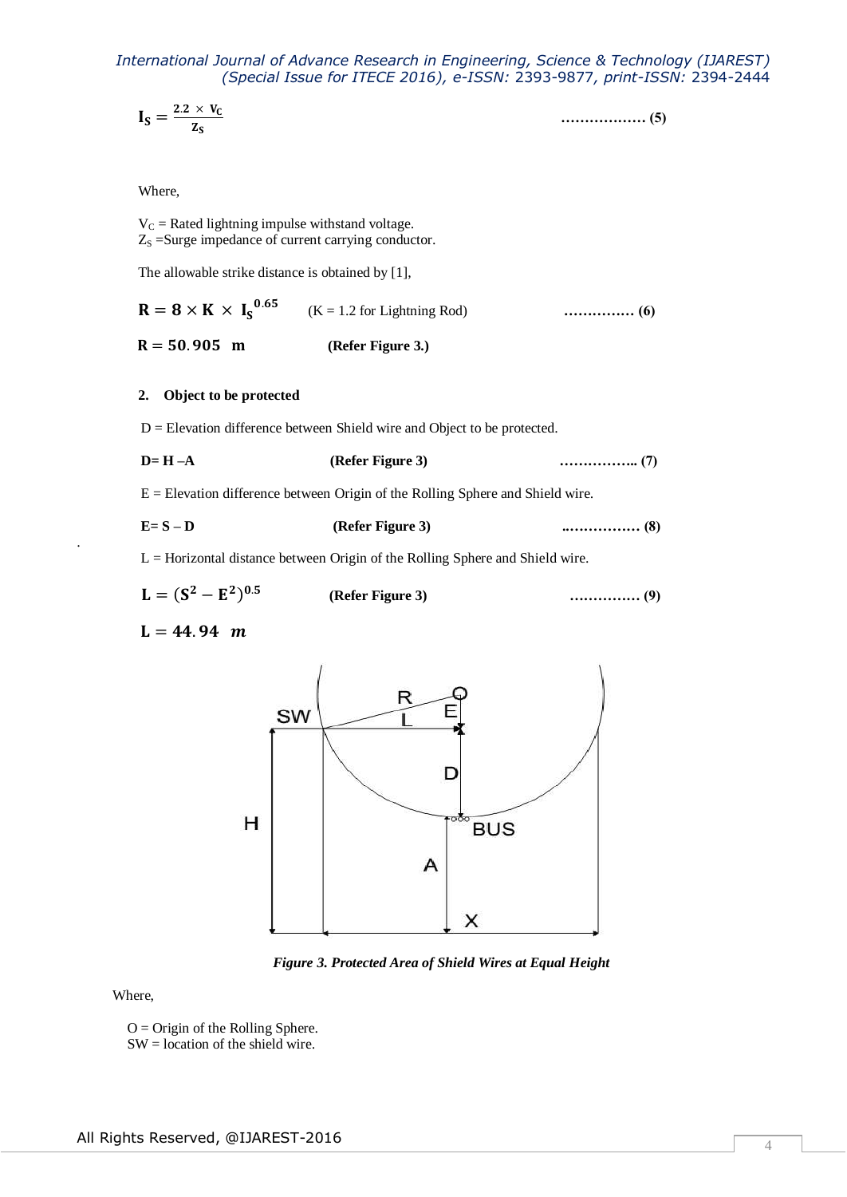$$I_S = \frac{2.2 \times V_C}{Z_S} \qquad \text{.................. (5)}$$

Where,

$V_C$ = Rated lightning impulse withstand voltage.
$Z_S$ =Surge impedance of current carrying conductor.

The allowable strike distance is obtained by [1],

$$R = 8 \times K \times I_S^{0.65} \qquad (K = 1.2 \text{ for Lightning Rod}) \qquad \text{............... (6)}$$

$$R = 50.905 \ \ m \qquad \textbf{(Refer Figure 3.)}$$

**2. Object to be protected**

D = Elevation difference between Shield wire and Object to be protected.

$$D = H - A \qquad \textbf{(Refer Figure 3)} \qquad \text{................. (7)}$$

E = Elevation difference between Origin of the Rolling Sphere and Shield wire.

$$E = S - D \qquad \textbf{(Refer Figure 3)} \qquad \text{................. (8)}$$

L = Horizontal distance between Origin of the Rolling Sphere and Shield wire.

$$L = (S^2 - E^2)^{0.5} \qquad \textbf{(Refer Figure 3)} \qquad \text{............... (9)}$$

$$L = 44.94 \ \ m$$

*Figure 3. Protected Area of Shield Wires at Equal Height*

Where,

O = Origin of the Rolling Sphere.
SW = location of the shield wire.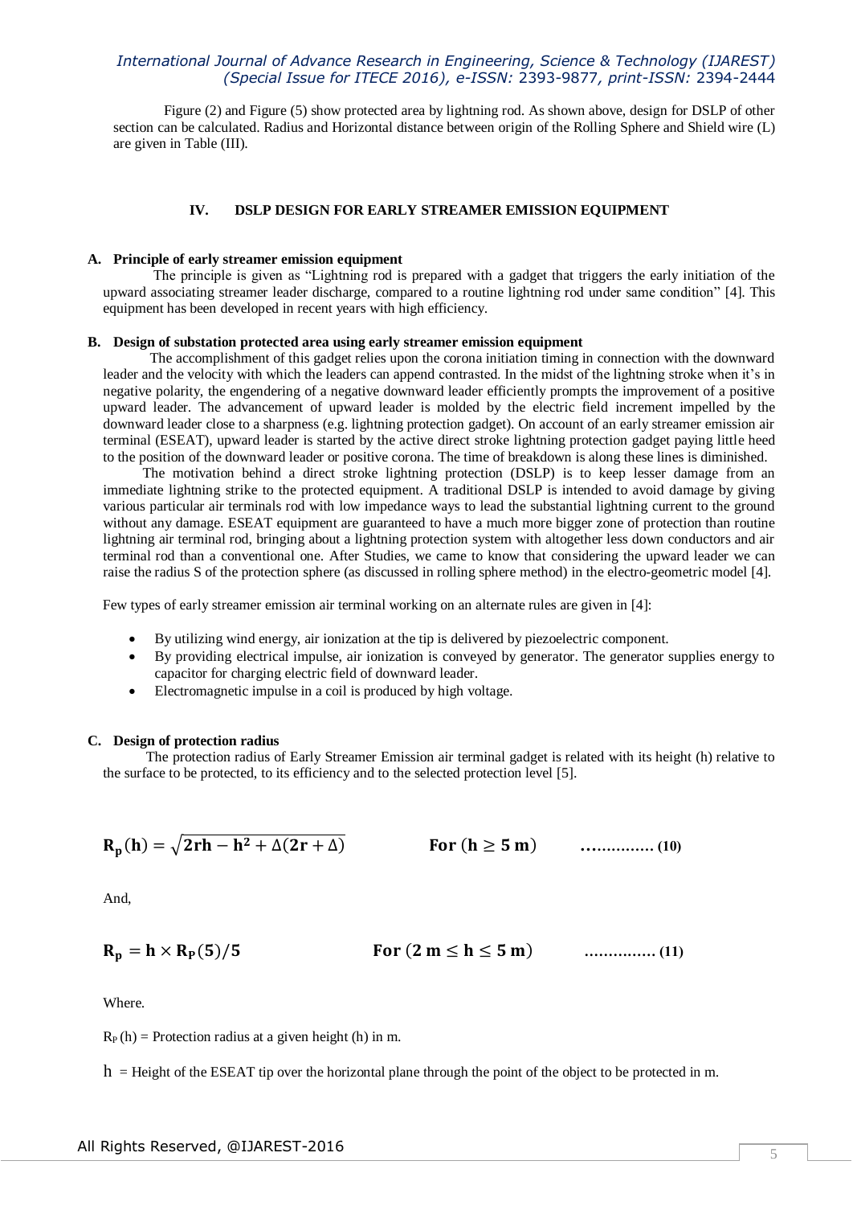Figure (2) and Figure (5) show protected area by lightning rod. As shown above, design for DSLP of other section can be calculated. Radius and Horizontal distance between origin of the Rolling Sphere and Shield wire (L) are given in Table (III).

## IV. DSLP DESIGN FOR EARLY STREAMER EMISSION EQUIPMENT

### A. Principle of early streamer emission equipment

The principle is given as "Lightning rod is prepared with a gadget that triggers the early initiation of the upward associating streamer leader discharge, compared to a routine lightning rod under same condition" [4]. This equipment has been developed in recent years with high efficiency.

### B. Design of substation protected area using early streamer emission equipment

The accomplishment of this gadget relies upon the corona initiation timing in connection with the downward leader and the velocity with which the leaders can append contrasted. In the midst of the lightning stroke when it's in negative polarity, the engendering of a negative downward leader efficiently prompts the improvement of a positive upward leader. The advancement of upward leader is molded by the electric field increment impelled by the downward leader close to a sharpness (e.g. lightning protection gadget). On account of an early streamer emission air terminal (ESEAT), upward leader is started by the active direct stroke lightning protection gadget paying little heed to the position of the downward leader or positive corona. The time of breakdown is along these lines is diminished.

The motivation behind a direct stroke lightning protection (DSLP) is to keep lesser damage from an immediate lightning strike to the protected equipment. A traditional DSLP is intended to avoid damage by giving various particular air terminals rod with low impedance ways to lead the substantial lightning current to the ground without any damage. ESEAT equipment are guaranteed to have a much more bigger zone of protection than routine lightning air terminal rod, bringing about a lightning protection system with altogether less down conductors and air terminal rod than a conventional one. After Studies, we came to know that considering the upward leader we can raise the radius S of the protection sphere (as discussed in rolling sphere method) in the electro-geometric model [4].

Few types of early streamer emission air terminal working on an alternate rules are given in [4]:

- By utilizing wind energy, air ionization at the tip is delivered by piezoelectric component.
- By providing electrical impulse, air ionization is conveyed by generator. The generator supplies energy to capacitor for charging electric field of downward leader.
- Electromagnetic impulse in a coil is produced by high voltage.

### C. Design of protection radius

The protection radius of Early Streamer Emission air terminal gadget is related with its height (h) relative to the surface to be protected, to its efficiency and to the selected protection level [5].

$$\mathbf{R_p(h) = \sqrt{2rh - h^2 + \Delta(2r + \Delta)}} \qquad \text{For } (\mathbf{h \geq 5\ m}) \qquad \ldots\ldots\ldots\ldots\ (10)$$

And,

$$\mathbf{R_p = h \times R_P(5)/5} \qquad \text{For } (\mathbf{2\ m \leq h \leq 5\ m}) \qquad \ldots\ldots\ldots\ldots\ (11)$$

Where.

$R_P(h)$ = Protection radius at a given height (h) in m.

$h$ = Height of the ESEAT tip over the horizontal plane through the point of the object to be protected in m.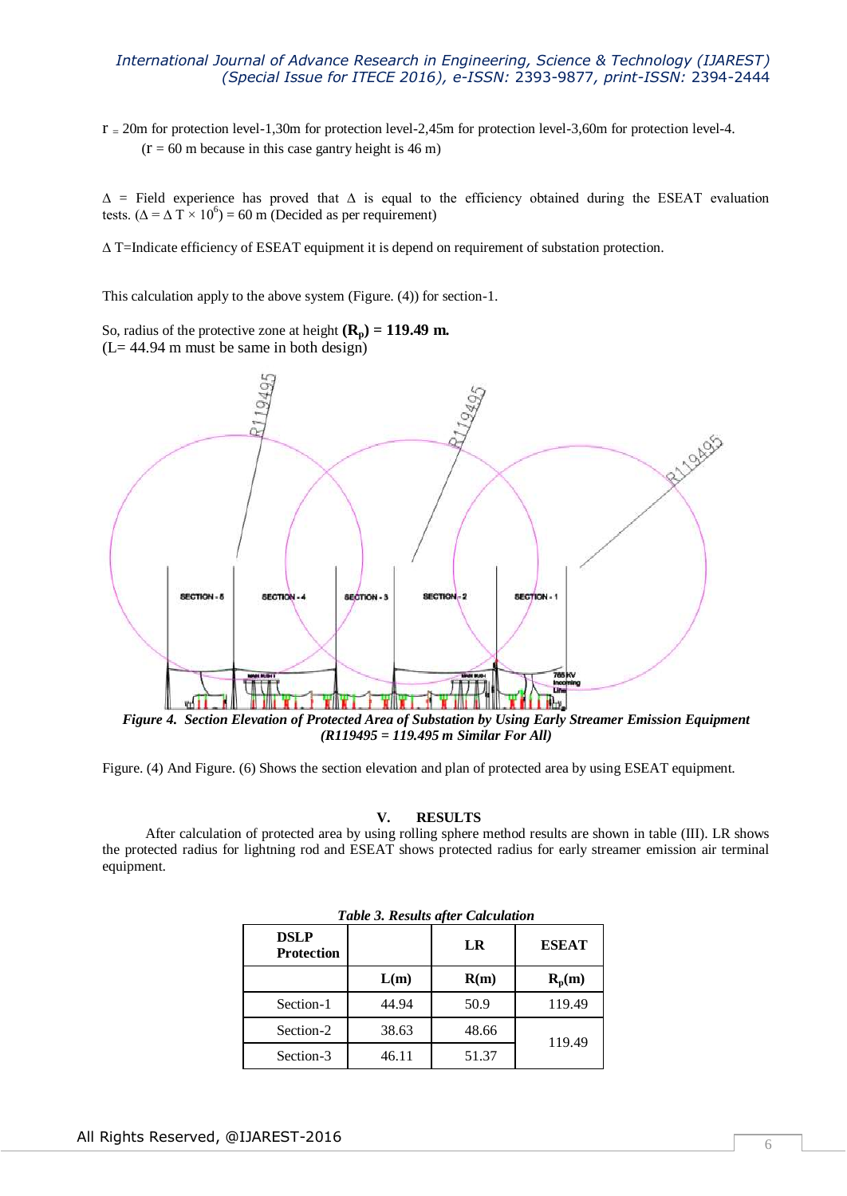r = 20m for protection level-1,30m for protection level-2,45m for protection level-3,60m for protection level-4.

(r = 60 m because in this case gantry height is 46 m)

$\Delta$ = Field experience has proved that $\Delta$ is equal to the efficiency obtained during the ESEAT evaluation tests. ($\Delta = \Delta T \times 10^6$) = 60 m (Decided as per requirement)

$\Delta$ T=Indicate efficiency of ESEAT equipment it is depend on requirement of substation protection.

This calculation apply to the above system (Figure. (4)) for section-1.

So, radius of the protective zone at height **($R_p$) = 119.49 m.**
(L= 44.94 m must be same in both design)

*Figure 4. Section Elevation of Protected Area of Substation by Using Early Streamer Emission Equipment (R119495 = 119.495 m Similar For All)*

Figure. (4) And Figure. (6) Shows the section elevation and plan of protected area by using ESEAT equipment.

## V. RESULTS

After calculation of protected area by using rolling sphere method results are shown in table (III). LR shows the protected radius for lightning rod and ESEAT shows protected radius for early streamer emission air terminal equipment.

*Table 3. Results after Calculation*

| DSLP Protection | | LR | ESEAT |
|---|---|---|---|
| | L(m) | R(m) | $R_p$(m) |
| Section-1 | 44.94 | 50.9 | 119.49 |
| Section-2 | 38.63 | 48.66 | 119.49 |
| Section-3 | 46.11 | 51.37 | |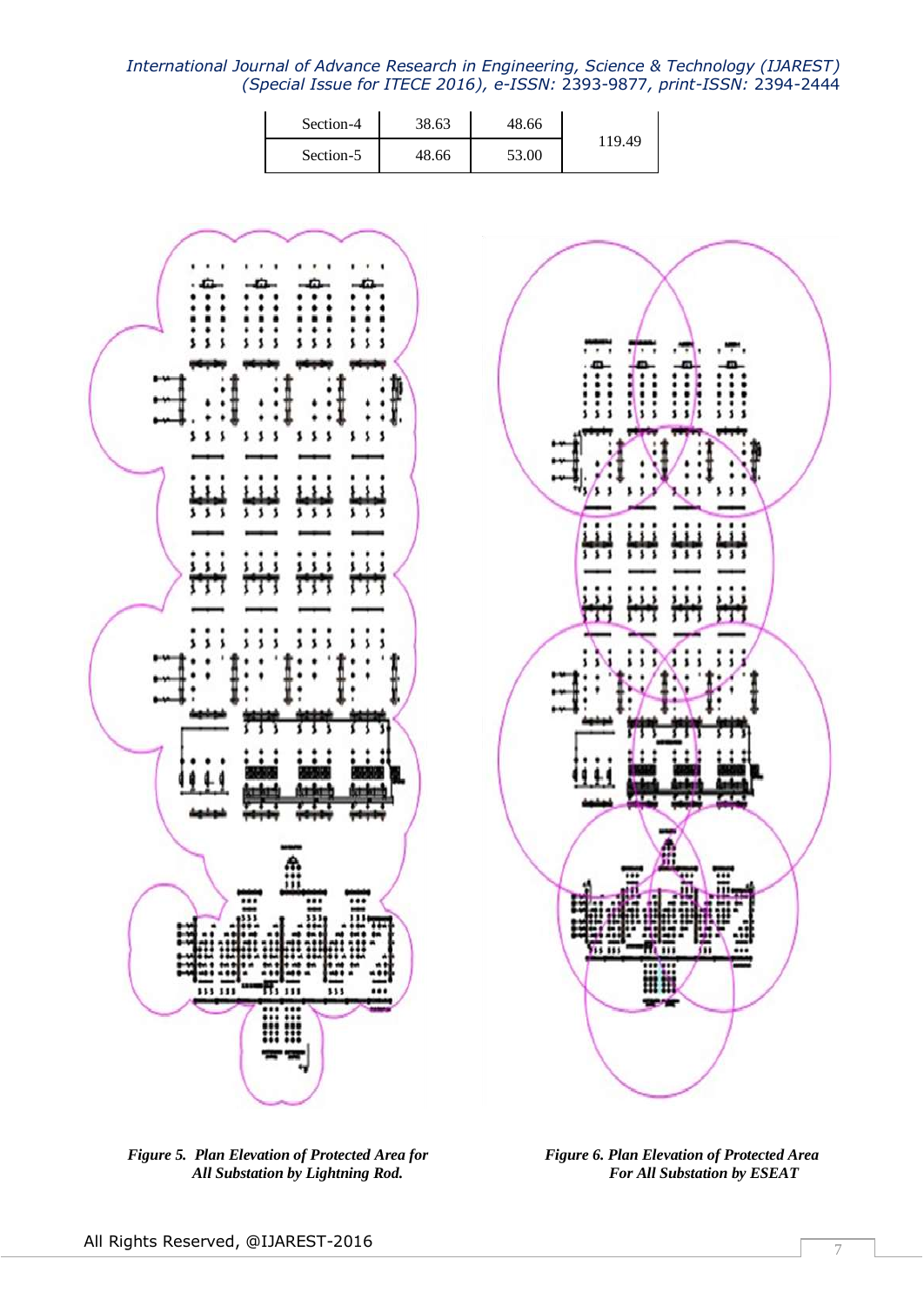| Section-4 | 38.63 | 48.66 | 119.49 |
|---|---|---|---|
| Section-5 | 48.66 | 53.00 | |

*Figure 5. Plan Elevation of Protected Area for All Substation by Lightning Rod.*

*Figure 6. Plan Elevation of Protected Area For All Substation by ESEAT*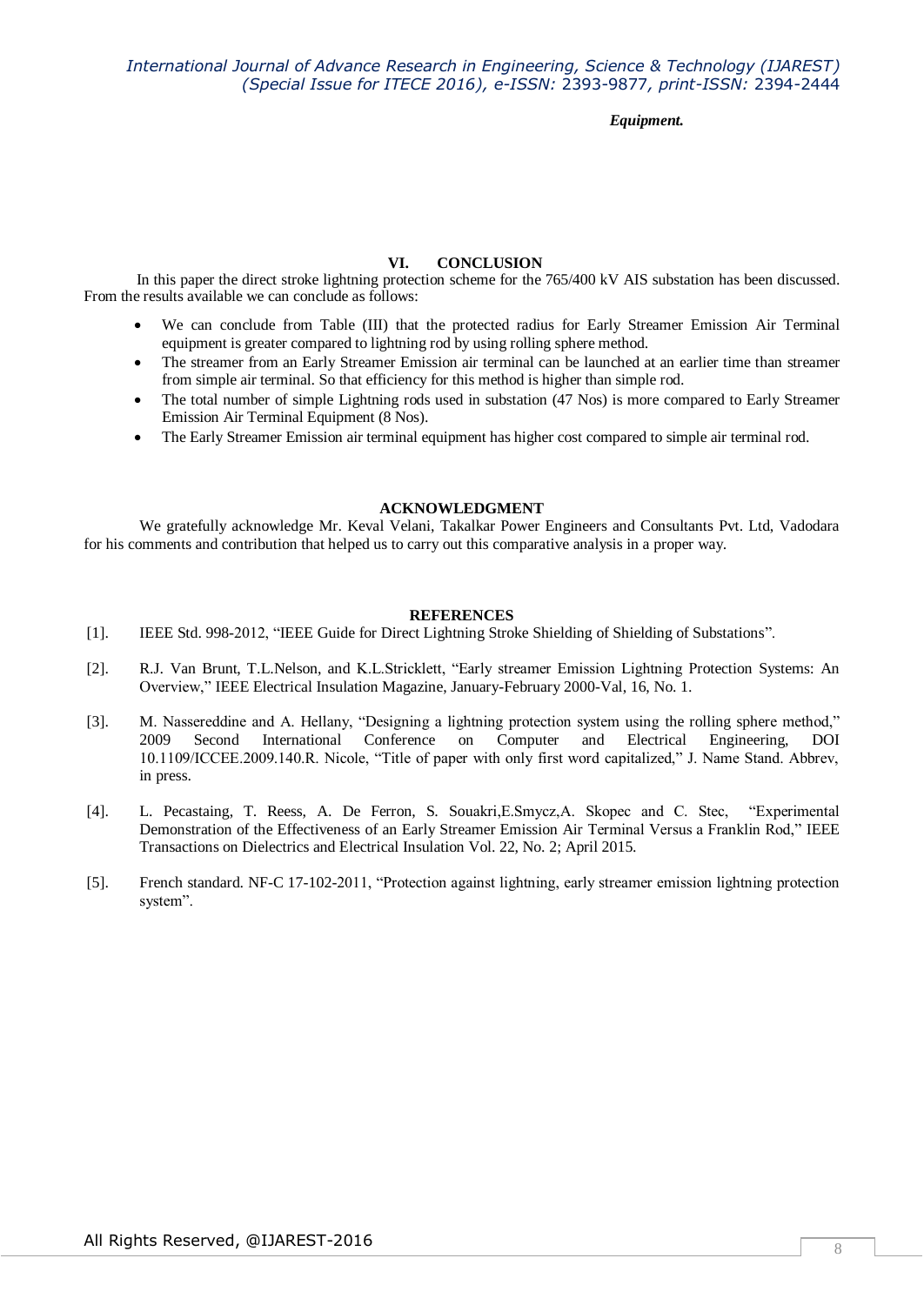*Equipment.*

## VI. CONCLUSION

In this paper the direct stroke lightning protection scheme for the 765/400 kV AIS substation has been discussed. From the results available we can conclude as follows:

- We can conclude from Table (III) that the protected radius for Early Streamer Emission Air Terminal equipment is greater compared to lightning rod by using rolling sphere method.
- The streamer from an Early Streamer Emission air terminal can be launched at an earlier time than streamer from simple air terminal. So that efficiency for this method is higher than simple rod.
- The total number of simple Lightning rods used in substation (47 Nos) is more compared to Early Streamer Emission Air Terminal Equipment (8 Nos).
- The Early Streamer Emission air terminal equipment has higher cost compared to simple air terminal rod.

## ACKNOWLEDGMENT

We gratefully acknowledge Mr. Keval Velani, Takalkar Power Engineers and Consultants Pvt. Ltd, Vadodara for his comments and contribution that helped us to carry out this comparative analysis in a proper way.

## REFERENCES

[1]. IEEE Std. 998-2012, "IEEE Guide for Direct Lightning Stroke Shielding of Shielding of Substations".

[2]. R.J. Van Brunt, T.L.Nelson, and K.L.Stricklett, "Early streamer Emission Lightning Protection Systems: An Overview," IEEE Electrical Insulation Magazine, January-February 2000-Val, 16, No. 1.

[3]. M. Nassereddine and A. Hellany, "Designing a lightning protection system using the rolling sphere method," 2009 Second International Conference on Computer and Electrical Engineering, DOI 10.1109/ICCEE.2009.140.R. Nicole, "Title of paper with only first word capitalized," J. Name Stand. Abbrev, in press.

[4]. L. Pecastaing, T. Reess, A. De Ferron, S. Souakri,E.Smycz,A. Skopec and C. Stec, "Experimental Demonstration of the Effectiveness of an Early Streamer Emission Air Terminal Versus a Franklin Rod," IEEE Transactions on Dielectrics and Electrical Insulation Vol. 22, No. 2; April 2015.

[5]. French standard. NF-C 17-102-2011, "Protection against lightning, early streamer emission lightning protection system".